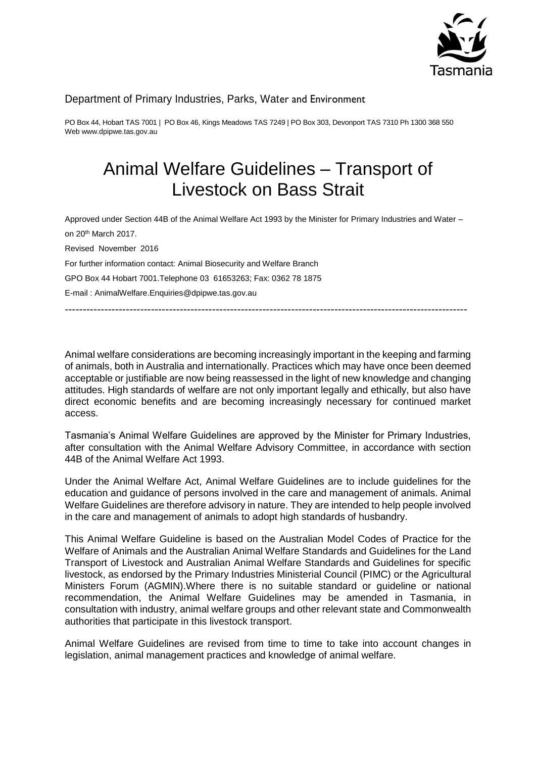Tasmania

Department of Primary Industries, Parks, Water and Environment

PO Box 44, Hobart TAS 7001 | PO Box 46, Kings Meadows TAS 7249 | PO Box 303, Devonport TAS 7310 Ph 1300 368 550
Web www.dpipwe.tas.gov.au

# Animal Welfare Guidelines – Transport of Livestock on Bass Strait

Approved under Section 44B of the Animal Welfare Act 1993 by the Minister for Primary Industries and Water – on 20th March 2017.

Revised November 2016

For further information contact: Animal Biosecurity and Welfare Branch

GPO Box 44 Hobart 7001.Telephone 03 61653263; Fax: 0362 78 1875

E-mail : AnimalWelfare.Enquiries@dpipwe.tas.gov.au

---

Animal welfare considerations are becoming increasingly important in the keeping and farming of animals, both in Australia and internationally. Practices which may have once been deemed acceptable or justifiable are now being reassessed in the light of new knowledge and changing attitudes. High standards of welfare are not only important legally and ethically, but also have direct economic benefits and are becoming increasingly necessary for continued market access.

Tasmania's Animal Welfare Guidelines are approved by the Minister for Primary Industries, after consultation with the Animal Welfare Advisory Committee, in accordance with section 44B of the Animal Welfare Act 1993.

Under the Animal Welfare Act, Animal Welfare Guidelines are to include guidelines for the education and guidance of persons involved in the care and management of animals. Animal Welfare Guidelines are therefore advisory in nature. They are intended to help people involved in the care and management of animals to adopt high standards of husbandry.

This Animal Welfare Guideline is based on the Australian Model Codes of Practice for the Welfare of Animals and the Australian Animal Welfare Standards and Guidelines for the Land Transport of Livestock and Australian Animal Welfare Standards and Guidelines for specific livestock, as endorsed by the Primary Industries Ministerial Council (PIMC) or the Agricultural Ministers Forum (AGMIN).Where there is no suitable standard or guideline or national recommendation, the Animal Welfare Guidelines may be amended in Tasmania, in consultation with industry, animal welfare groups and other relevant state and Commonwealth authorities that participate in this livestock transport.

Animal Welfare Guidelines are revised from time to time to take into account changes in legislation, animal management practices and knowledge of animal welfare.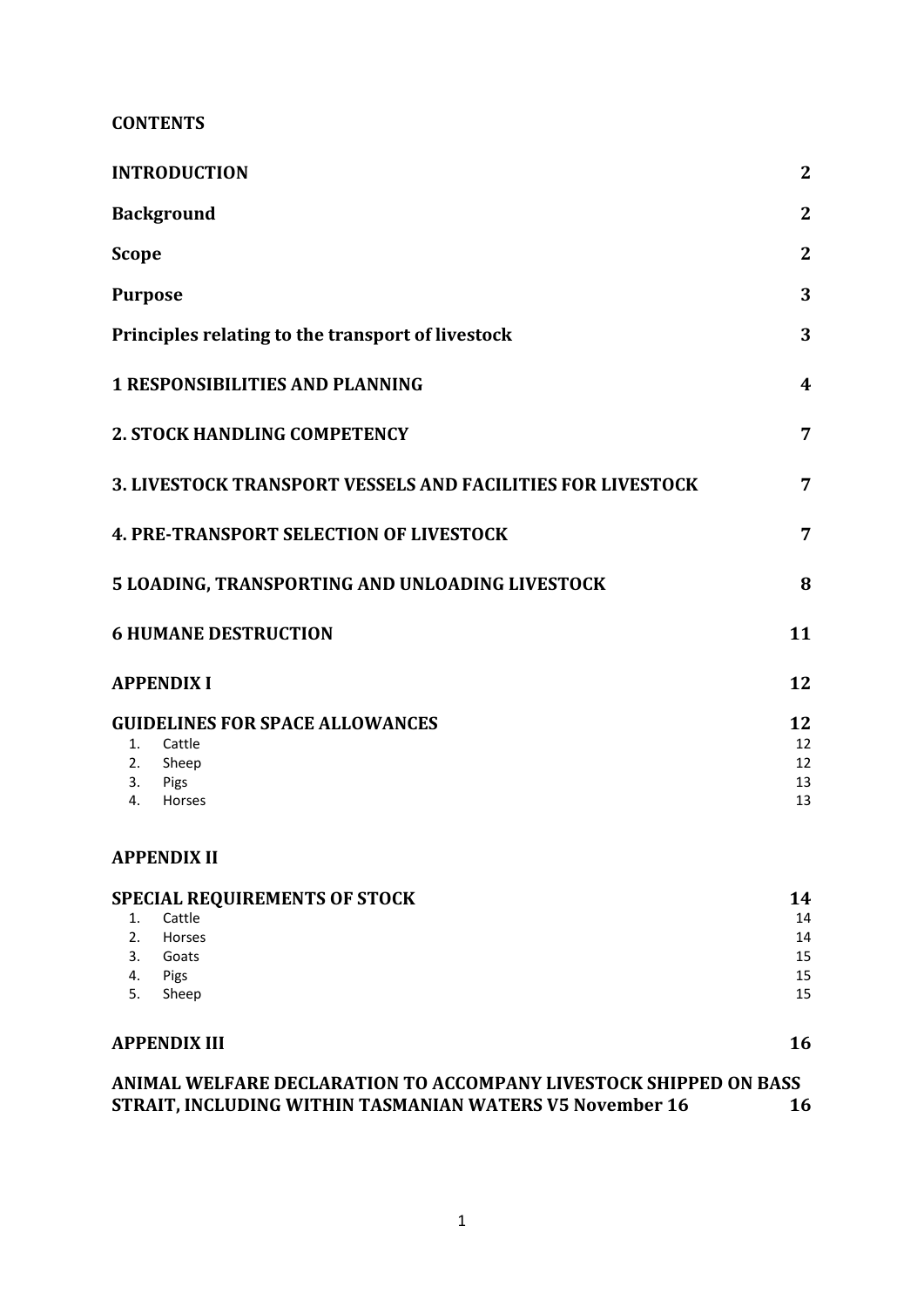**CONTENTS**

| | |
|---|---|
| **INTRODUCTION** | **2** |
| **Background** | **2** |
| **Scope** | **2** |
| **Purpose** | **3** |
| **Principles relating to the transport of livestock** | **3** |
| **1 RESPONSIBILITIES AND PLANNING** | **4** |
| **2. STOCK HANDLING COMPETENCY** | **7** |
| **3. LIVESTOCK TRANSPORT VESSELS AND FACILITIES FOR LIVESTOCK** | **7** |
| **4. PRE-TRANSPORT SELECTION OF LIVESTOCK** | **7** |
| **5 LOADING, TRANSPORTING AND UNLOADING LIVESTOCK** | **8** |
| **6 HUMANE DESTRUCTION** | **11** |
| **APPENDIX I** | **12** |
| **GUIDELINES FOR SPACE ALLOWANCES** | **12** |
| 1. Cattle | 12 |
| 2. Sheep | 12 |
| 3. Pigs | 13 |
| 4. Horses | 13 |
| **APPENDIX II** | |
| **SPECIAL REQUIREMENTS OF STOCK** | **14** |
| 1. Cattle | 14 |
| 2. Horses | 14 |
| 3. Goats | 15 |
| 4. Pigs | 15 |
| 5. Sheep | 15 |
| **APPENDIX III** | **16** |
| **ANIMAL WELFARE DECLARATION TO ACCOMPANY LIVESTOCK SHIPPED ON BASS STRAIT, INCLUDING WITHIN TASMANIAN WATERS V5 November 16** | **16** |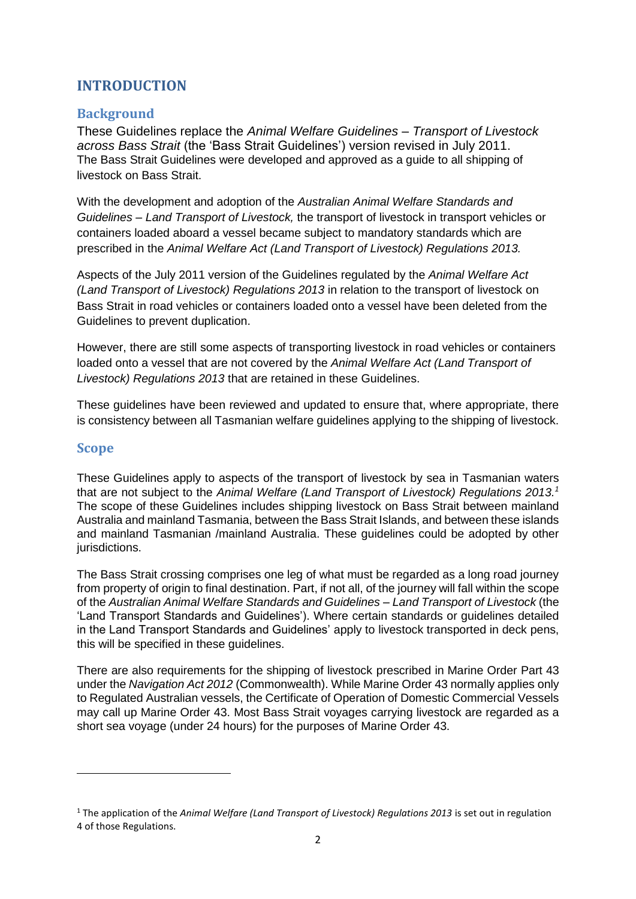# INTRODUCTION

## Background

These Guidelines replace the *Animal Welfare Guidelines – Transport of Livestock across Bass Strait* (the 'Bass Strait Guidelines') version revised in July 2011. The Bass Strait Guidelines were developed and approved as a guide to all shipping of livestock on Bass Strait.

With the development and adoption of the *Australian Animal Welfare Standards and Guidelines – Land Transport of Livestock,* the transport of livestock in transport vehicles or containers loaded aboard a vessel became subject to mandatory standards which are prescribed in the *Animal Welfare Act (Land Transport of Livestock) Regulations 2013.*

Aspects of the July 2011 version of the Guidelines regulated by the *Animal Welfare Act (Land Transport of Livestock) Regulations 2013* in relation to the transport of livestock on Bass Strait in road vehicles or containers loaded onto a vessel have been deleted from the Guidelines to prevent duplication.

However, there are still some aspects of transporting livestock in road vehicles or containers loaded onto a vessel that are not covered by the *Animal Welfare Act (Land Transport of Livestock) Regulations 2013* that are retained in these Guidelines.

These guidelines have been reviewed and updated to ensure that, where appropriate, there is consistency between all Tasmanian welfare guidelines applying to the shipping of livestock.

## Scope

These Guidelines apply to aspects of the transport of livestock by sea in Tasmanian waters that are not subject to the *Animal Welfare (Land Transport of Livestock) Regulations 2013.*[1] The scope of these Guidelines includes shipping livestock on Bass Strait between mainland Australia and mainland Tasmania, between the Bass Strait Islands, and between these islands and mainland Tasmanian /mainland Australia. These guidelines could be adopted by other jurisdictions.

The Bass Strait crossing comprises one leg of what must be regarded as a long road journey from property of origin to final destination. Part, if not all, of the journey will fall within the scope of the *Australian Animal Welfare Standards and Guidelines – Land Transport of Livestock* (the 'Land Transport Standards and Guidelines'). Where certain standards or guidelines detailed in the Land Transport Standards and Guidelines' apply to livestock transported in deck pens, this will be specified in these guidelines.

There are also requirements for the shipping of livestock prescribed in Marine Order Part 43 under the *Navigation Act 2012* (Commonwealth). While Marine Order 43 normally applies only to Regulated Australian vessels, the Certificate of Operation of Domestic Commercial Vessels may call up Marine Order 43. Most Bass Strait voyages carrying livestock are regarded as a short sea voyage (under 24 hours) for the purposes of Marine Order 43.

---

[1] The application of the *Animal Welfare (Land Transport of Livestock) Regulations 2013* is set out in regulation 4 of those Regulations.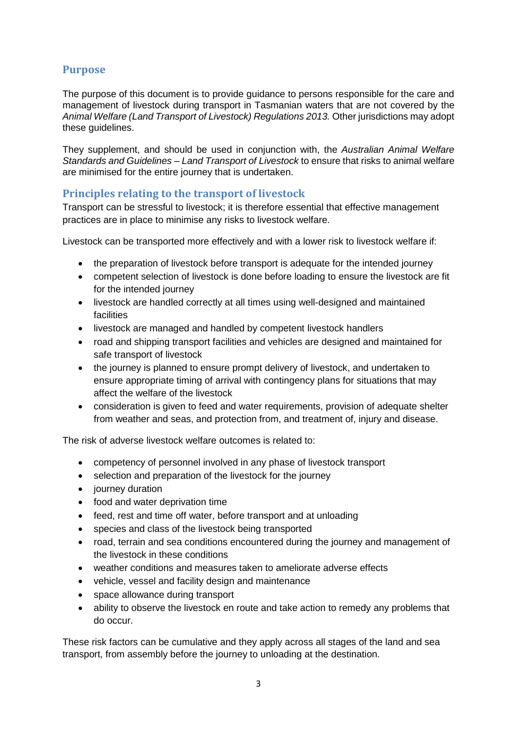## Purpose

The purpose of this document is to provide guidance to persons responsible for the care and management of livestock during transport in Tasmanian waters that are not covered by the *Animal Welfare (Land Transport of Livestock) Regulations 2013.* Other jurisdictions may adopt these guidelines.

They supplement, and should be used in conjunction with, the *Australian Animal Welfare Standards and Guidelines – Land Transport of Livestock* to ensure that risks to animal welfare are minimised for the entire journey that is undertaken.

## Principles relating to the transport of livestock

Transport can be stressful to livestock; it is therefore essential that effective management practices are in place to minimise any risks to livestock welfare.

Livestock can be transported more effectively and with a lower risk to livestock welfare if:

- the preparation of livestock before transport is adequate for the intended journey
- competent selection of livestock is done before loading to ensure the livestock are fit for the intended journey
- livestock are handled correctly at all times using well-designed and maintained facilities
- livestock are managed and handled by competent livestock handlers
- road and shipping transport facilities and vehicles are designed and maintained for safe transport of livestock
- the journey is planned to ensure prompt delivery of livestock, and undertaken to ensure appropriate timing of arrival with contingency plans for situations that may affect the welfare of the livestock
- consideration is given to feed and water requirements, provision of adequate shelter from weather and seas, and protection from, and treatment of, injury and disease.

The risk of adverse livestock welfare outcomes is related to:

- competency of personnel involved in any phase of livestock transport
- selection and preparation of the livestock for the journey
- journey duration
- food and water deprivation time
- feed, rest and time off water, before transport and at unloading
- species and class of the livestock being transported
- road, terrain and sea conditions encountered during the journey and management of the livestock in these conditions
- weather conditions and measures taken to ameliorate adverse effects
- vehicle, vessel and facility design and maintenance
- space allowance during transport
- ability to observe the livestock en route and take action to remedy any problems that do occur.

These risk factors can be cumulative and they apply across all stages of the land and sea transport, from assembly before the journey to unloading at the destination.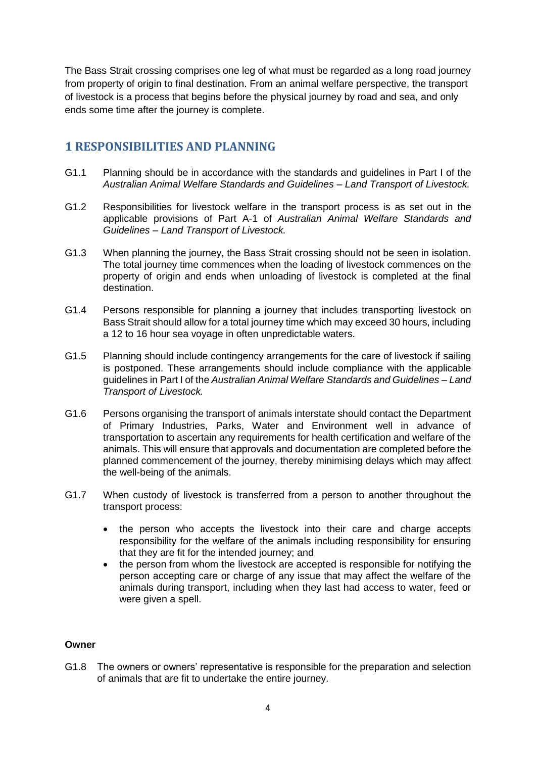The Bass Strait crossing comprises one leg of what must be regarded as a long road journey from property of origin to final destination. From an animal welfare perspective, the transport of livestock is a process that begins before the physical journey by road and sea, and only ends some time after the journey is complete.

## 1 RESPONSIBILITIES AND PLANNING

G1.1 Planning should be in accordance with the standards and guidelines in Part I of the *Australian Animal Welfare Standards and Guidelines – Land Transport of Livestock.*

G1.2 Responsibilities for livestock welfare in the transport process is as set out in the applicable provisions of Part A-1 of *Australian Animal Welfare Standards and Guidelines – Land Transport of Livestock.*

G1.3 When planning the journey, the Bass Strait crossing should not be seen in isolation. The total journey time commences when the loading of livestock commences on the property of origin and ends when unloading of livestock is completed at the final destination.

G1.4 Persons responsible for planning a journey that includes transporting livestock on Bass Strait should allow for a total journey time which may exceed 30 hours, including a 12 to 16 hour sea voyage in often unpredictable waters.

G1.5 Planning should include contingency arrangements for the care of livestock if sailing is postponed. These arrangements should include compliance with the applicable guidelines in Part I of the *Australian Animal Welfare Standards and Guidelines – Land Transport of Livestock.*

G1.6 Persons organising the transport of animals interstate should contact the Department of Primary Industries, Parks, Water and Environment well in advance of transportation to ascertain any requirements for health certification and welfare of the animals. This will ensure that approvals and documentation are completed before the planned commencement of the journey, thereby minimising delays which may affect the well-being of the animals.

G1.7 When custody of livestock is transferred from a person to another throughout the transport process:

- the person who accepts the livestock into their care and charge accepts responsibility for the welfare of the animals including responsibility for ensuring that they are fit for the intended journey; and
- the person from whom the livestock are accepted is responsible for notifying the person accepting care or charge of any issue that may affect the welfare of the animals during transport, including when they last had access to water, feed or were given a spell.

**Owner**

G1.8 The owners or owners' representative is responsible for the preparation and selection of animals that are fit to undertake the entire journey.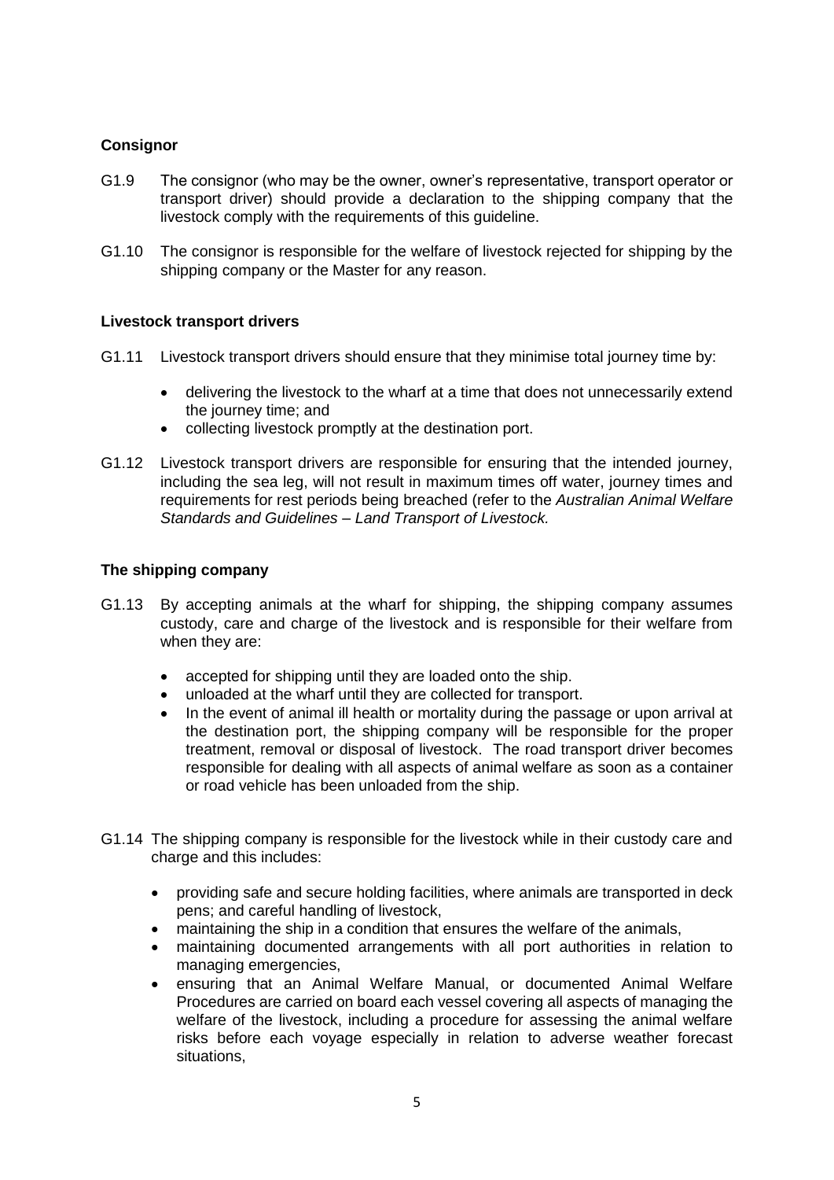**Consignor**

G1.9 The consignor (who may be the owner, owner's representative, transport operator or transport driver) should provide a declaration to the shipping company that the livestock comply with the requirements of this guideline.

G1.10 The consignor is responsible for the welfare of livestock rejected for shipping by the shipping company or the Master for any reason.

**Livestock transport drivers**

G1.11 Livestock transport drivers should ensure that they minimise total journey time by:

- delivering the livestock to the wharf at a time that does not unnecessarily extend the journey time; and
- collecting livestock promptly at the destination port.

G1.12 Livestock transport drivers are responsible for ensuring that the intended journey, including the sea leg, will not result in maximum times off water, journey times and requirements for rest periods being breached (refer to the *Australian Animal Welfare Standards and Guidelines – Land Transport of Livestock.*

**The shipping company**

G1.13 By accepting animals at the wharf for shipping, the shipping company assumes custody, care and charge of the livestock and is responsible for their welfare from when they are:

- accepted for shipping until they are loaded onto the ship.
- unloaded at the wharf until they are collected for transport.
- In the event of animal ill health or mortality during the passage or upon arrival at the destination port, the shipping company will be responsible for the proper treatment, removal or disposal of livestock. The road transport driver becomes responsible for dealing with all aspects of animal welfare as soon as a container or road vehicle has been unloaded from the ship.

G1.14 The shipping company is responsible for the livestock while in their custody care and charge and this includes:

- providing safe and secure holding facilities, where animals are transported in deck pens; and careful handling of livestock,
- maintaining the ship in a condition that ensures the welfare of the animals,
- maintaining documented arrangements with all port authorities in relation to managing emergencies,
- ensuring that an Animal Welfare Manual, or documented Animal Welfare Procedures are carried on board each vessel covering all aspects of managing the welfare of the livestock, including a procedure for assessing the animal welfare risks before each voyage especially in relation to adverse weather forecast situations,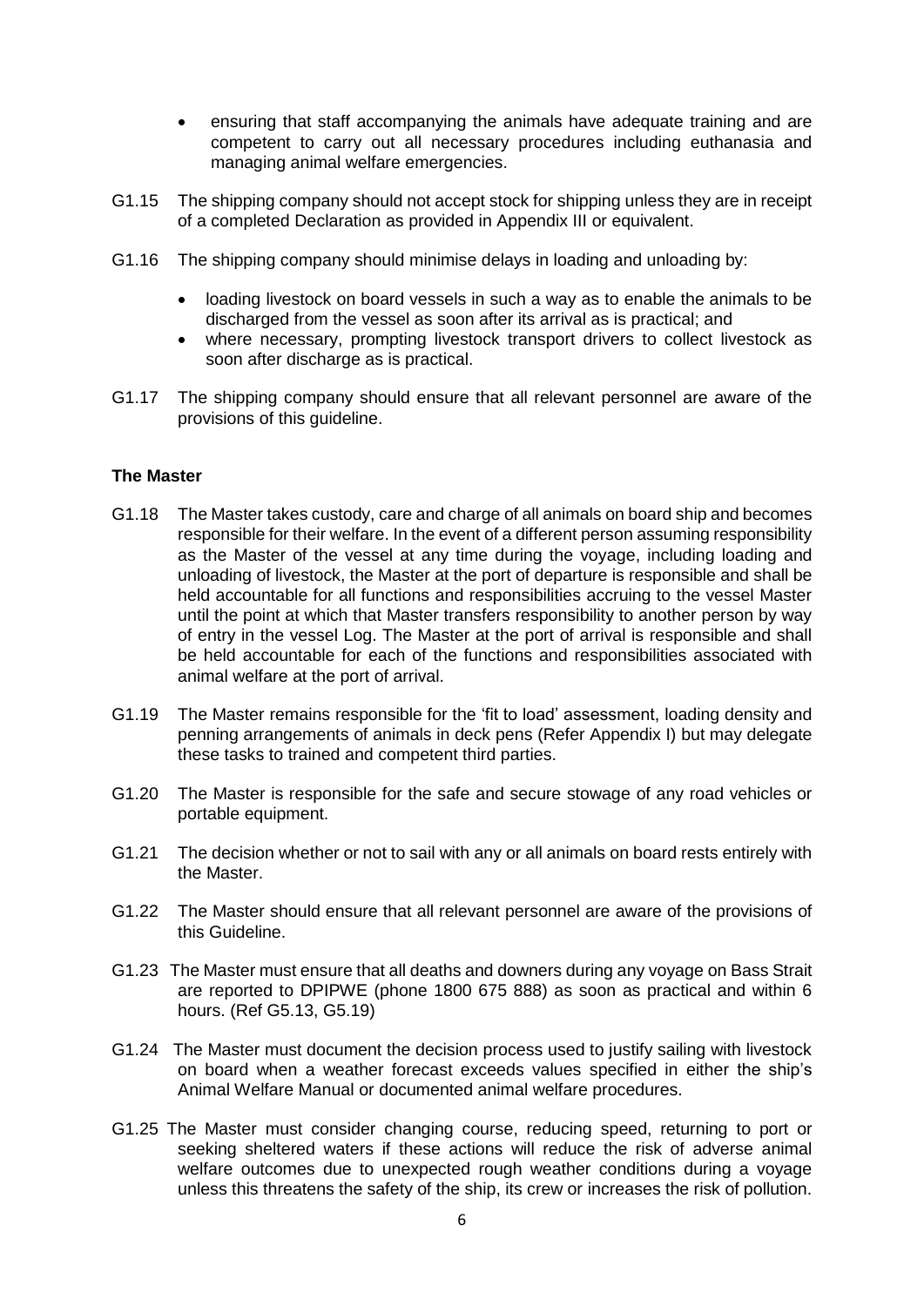- ensuring that staff accompanying the animals have adequate training and are competent to carry out all necessary procedures including euthanasia and managing animal welfare emergencies.

G1.15 The shipping company should not accept stock for shipping unless they are in receipt of a completed Declaration as provided in Appendix III or equivalent.

G1.16 The shipping company should minimise delays in loading and unloading by:

- loading livestock on board vessels in such a way as to enable the animals to be discharged from the vessel as soon after its arrival as is practical; and
- where necessary, prompting livestock transport drivers to collect livestock as soon after discharge as is practical.

G1.17 The shipping company should ensure that all relevant personnel are aware of the provisions of this guideline.

**The Master**

G1.18 The Master takes custody, care and charge of all animals on board ship and becomes responsible for their welfare. In the event of a different person assuming responsibility as the Master of the vessel at any time during the voyage, including loading and unloading of livestock, the Master at the port of departure is responsible and shall be held accountable for all functions and responsibilities accruing to the vessel Master until the point at which that Master transfers responsibility to another person by way of entry in the vessel Log. The Master at the port of arrival is responsible and shall be held accountable for each of the functions and responsibilities associated with animal welfare at the port of arrival.

G1.19 The Master remains responsible for the 'fit to load' assessment, loading density and penning arrangements of animals in deck pens (Refer Appendix I) but may delegate these tasks to trained and competent third parties.

G1.20 The Master is responsible for the safe and secure stowage of any road vehicles or portable equipment.

G1.21 The decision whether or not to sail with any or all animals on board rests entirely with the Master.

G1.22 The Master should ensure that all relevant personnel are aware of the provisions of this Guideline.

G1.23 The Master must ensure that all deaths and downers during any voyage on Bass Strait are reported to DPIPWE (phone 1800 675 888) as soon as practical and within 6 hours. (Ref G5.13, G5.19)

G1.24 The Master must document the decision process used to justify sailing with livestock on board when a weather forecast exceeds values specified in either the ship's Animal Welfare Manual or documented animal welfare procedures.

G1.25 The Master must consider changing course, reducing speed, returning to port or seeking sheltered waters if these actions will reduce the risk of adverse animal welfare outcomes due to unexpected rough weather conditions during a voyage unless this threatens the safety of the ship, its crew or increases the risk of pollution.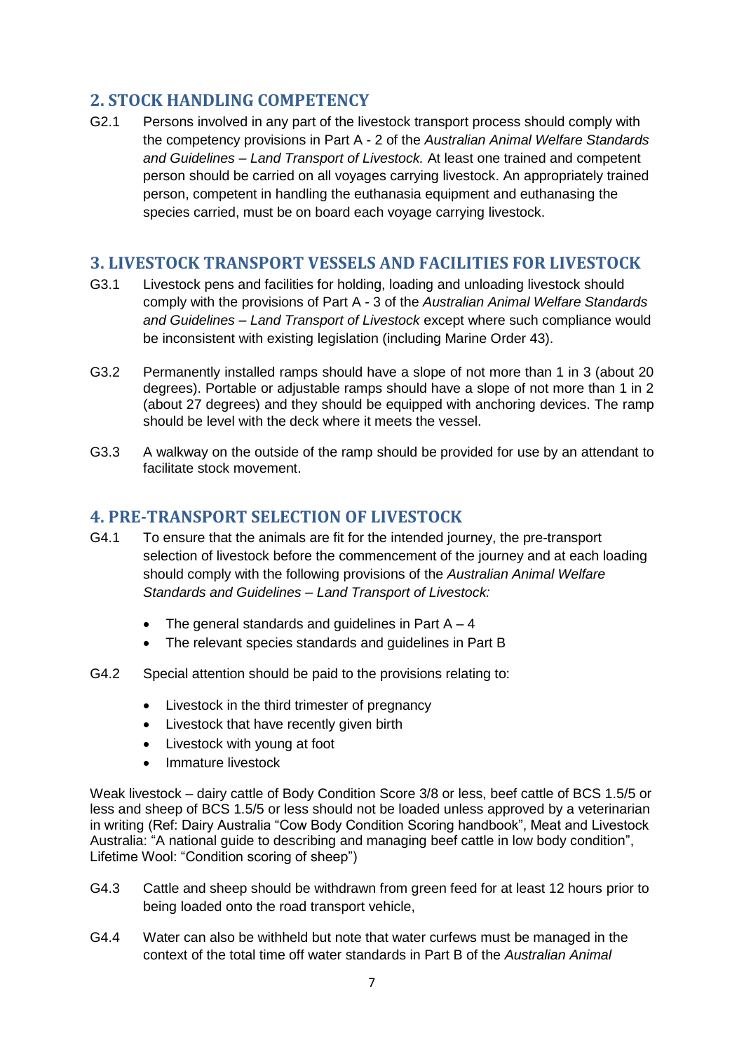## 2. STOCK HANDLING COMPETENCY

G2.1 Persons involved in any part of the livestock transport process should comply with the competency provisions in Part A - 2 of the *Australian Animal Welfare Standards and Guidelines – Land Transport of Livestock.* At least one trained and competent person should be carried on all voyages carrying livestock. An appropriately trained person, competent in handling the euthanasia equipment and euthanasing the species carried, must be on board each voyage carrying livestock.

## 3. LIVESTOCK TRANSPORT VESSELS AND FACILITIES FOR LIVESTOCK

G3.1 Livestock pens and facilities for holding, loading and unloading livestock should comply with the provisions of Part A - 3 of the *Australian Animal Welfare Standards and Guidelines – Land Transport of Livestock* except where such compliance would be inconsistent with existing legislation (including Marine Order 43).

G3.2 Permanently installed ramps should have a slope of not more than 1 in 3 (about 20 degrees). Portable or adjustable ramps should have a slope of not more than 1 in 2 (about 27 degrees) and they should be equipped with anchoring devices. The ramp should be level with the deck where it meets the vessel.

G3.3 A walkway on the outside of the ramp should be provided for use by an attendant to facilitate stock movement.

## 4. PRE-TRANSPORT SELECTION OF LIVESTOCK

G4.1 To ensure that the animals are fit for the intended journey, the pre-transport selection of livestock before the commencement of the journey and at each loading should comply with the following provisions of the *Australian Animal Welfare Standards and Guidelines – Land Transport of Livestock:*

- The general standards and guidelines in Part A – 4
- The relevant species standards and guidelines in Part B

G4.2 Special attention should be paid to the provisions relating to:

- Livestock in the third trimester of pregnancy
- Livestock that have recently given birth
- Livestock with young at foot
- Immature livestock

Weak livestock – dairy cattle of Body Condition Score 3/8 or less, beef cattle of BCS 1.5/5 or less and sheep of BCS 1.5/5 or less should not be loaded unless approved by a veterinarian in writing (Ref: Dairy Australia "Cow Body Condition Scoring handbook", Meat and Livestock Australia: "A national guide to describing and managing beef cattle in low body condition", Lifetime Wool: "Condition scoring of sheep")

G4.3 Cattle and sheep should be withdrawn from green feed for at least 12 hours prior to being loaded onto the road transport vehicle,

G4.4 Water can also be withheld but note that water curfews must be managed in the context of the total time off water standards in Part B of the *Australian Animal*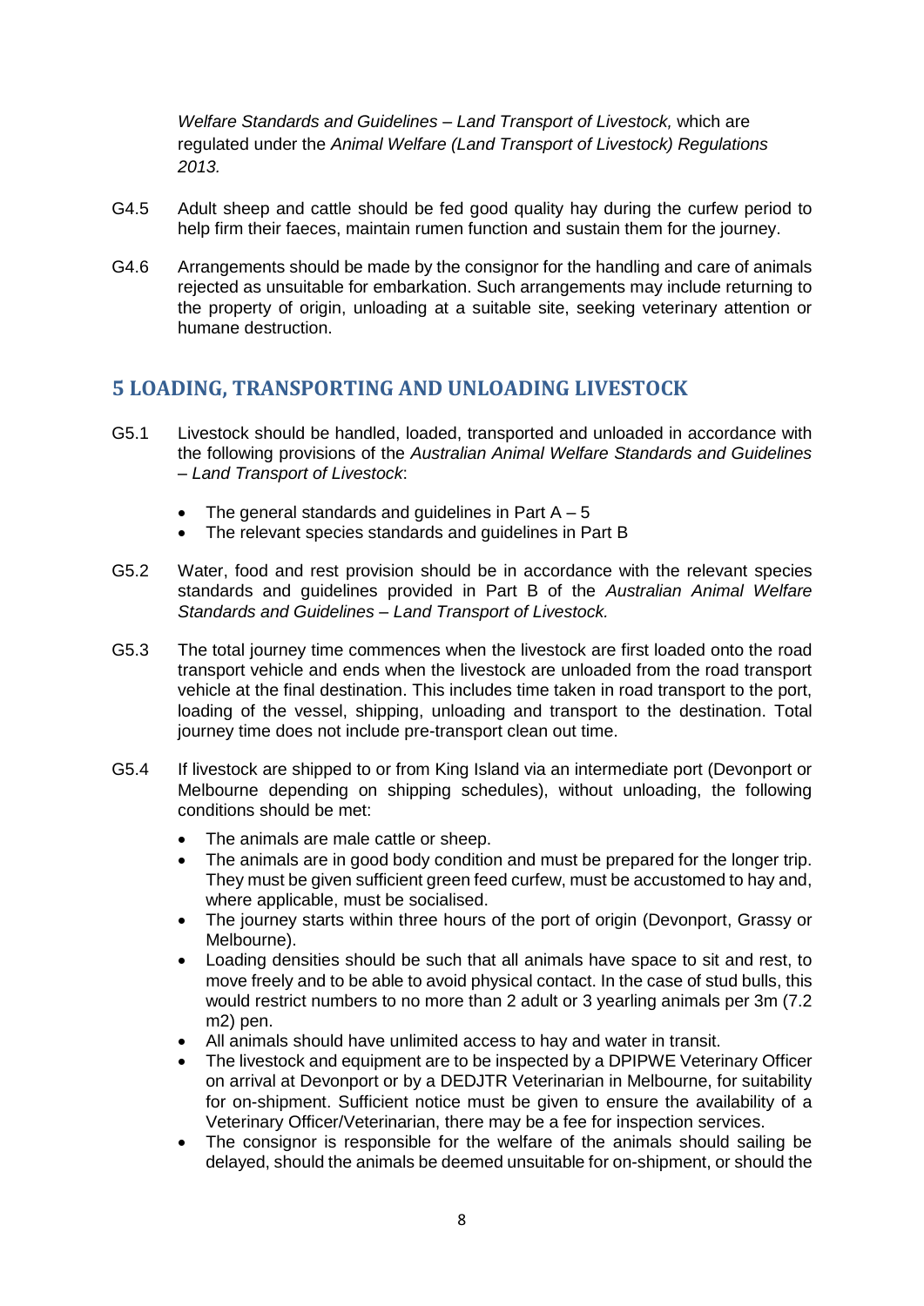*Welfare Standards and Guidelines – Land Transport of Livestock,* which are regulated under the *Animal Welfare (Land Transport of Livestock) Regulations 2013.*

G4.5 Adult sheep and cattle should be fed good quality hay during the curfew period to help firm their faeces, maintain rumen function and sustain them for the journey.

G4.6 Arrangements should be made by the consignor for the handling and care of animals rejected as unsuitable for embarkation. Such arrangements may include returning to the property of origin, unloading at a suitable site, seeking veterinary attention or humane destruction.

## 5 LOADING, TRANSPORTING AND UNLOADING LIVESTOCK

G5.1 Livestock should be handled, loaded, transported and unloaded in accordance with the following provisions of the *Australian Animal Welfare Standards and Guidelines – Land Transport of Livestock*:

- The general standards and guidelines in Part A – 5
- The relevant species standards and guidelines in Part B

G5.2 Water, food and rest provision should be in accordance with the relevant species standards and guidelines provided in Part B of the *Australian Animal Welfare Standards and Guidelines – Land Transport of Livestock.*

G5.3 The total journey time commences when the livestock are first loaded onto the road transport vehicle and ends when the livestock are unloaded from the road transport vehicle at the final destination. This includes time taken in road transport to the port, loading of the vessel, shipping, unloading and transport to the destination. Total journey time does not include pre-transport clean out time.

G5.4 If livestock are shipped to or from King Island via an intermediate port (Devonport or Melbourne depending on shipping schedules), without unloading, the following conditions should be met:

- The animals are male cattle or sheep.
- The animals are in good body condition and must be prepared for the longer trip. They must be given sufficient green feed curfew, must be accustomed to hay and, where applicable, must be socialised.
- The journey starts within three hours of the port of origin (Devonport, Grassy or Melbourne).
- Loading densities should be such that all animals have space to sit and rest, to move freely and to be able to avoid physical contact. In the case of stud bulls, this would restrict numbers to no more than 2 adult or 3 yearling animals per 3m (7.2 m2) pen.
- All animals should have unlimited access to hay and water in transit.
- The livestock and equipment are to be inspected by a DPIPWE Veterinary Officer on arrival at Devonport or by a DEDJTR Veterinarian in Melbourne, for suitability for on-shipment. Sufficient notice must be given to ensure the availability of a Veterinary Officer/Veterinarian, there may be a fee for inspection services.
- The consignor is responsible for the welfare of the animals should sailing be delayed, should the animals be deemed unsuitable for on-shipment, or should the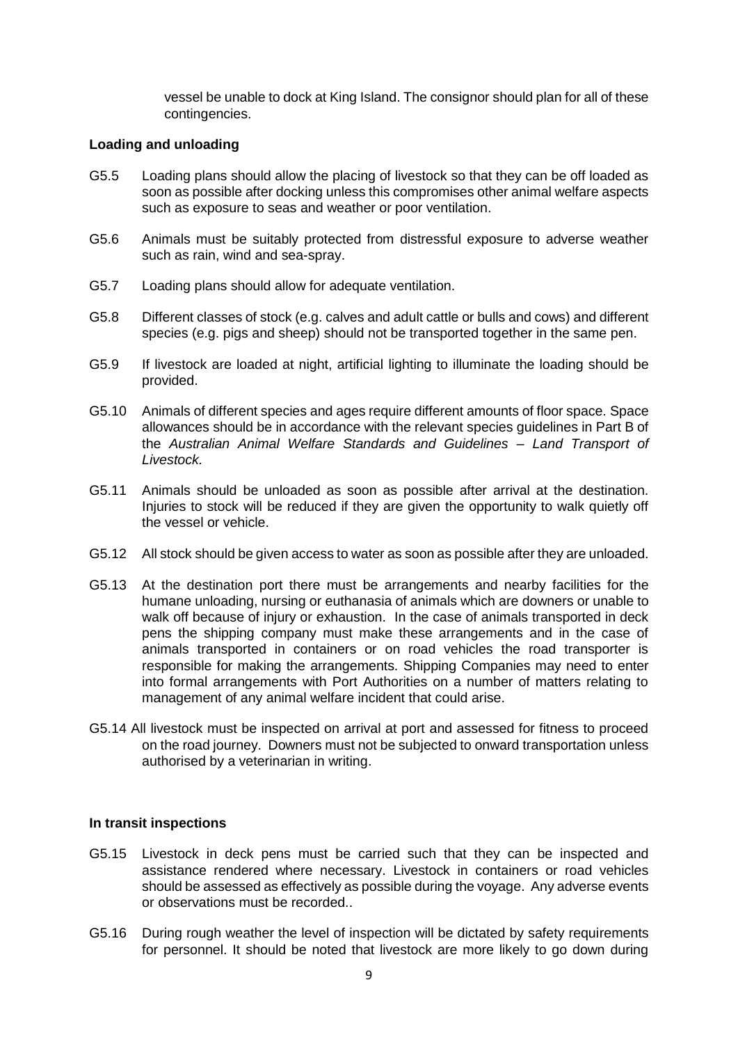vessel be unable to dock at King Island. The consignor should plan for all of these contingencies.

**Loading and unloading**

G5.5 Loading plans should allow the placing of livestock so that they can be off loaded as soon as possible after docking unless this compromises other animal welfare aspects such as exposure to seas and weather or poor ventilation.

G5.6 Animals must be suitably protected from distressful exposure to adverse weather such as rain, wind and sea-spray.

G5.7 Loading plans should allow for adequate ventilation.

G5.8 Different classes of stock (e.g. calves and adult cattle or bulls and cows) and different species (e.g. pigs and sheep) should not be transported together in the same pen.

G5.9 If livestock are loaded at night, artificial lighting to illuminate the loading should be provided.

G5.10 Animals of different species and ages require different amounts of floor space. Space allowances should be in accordance with the relevant species guidelines in Part B of the *Australian Animal Welfare Standards and Guidelines – Land Transport of Livestock.*

G5.11 Animals should be unloaded as soon as possible after arrival at the destination. Injuries to stock will be reduced if they are given the opportunity to walk quietly off the vessel or vehicle.

G5.12 All stock should be given access to water as soon as possible after they are unloaded.

G5.13 At the destination port there must be arrangements and nearby facilities for the humane unloading, nursing or euthanasia of animals which are downers or unable to walk off because of injury or exhaustion. In the case of animals transported in deck pens the shipping company must make these arrangements and in the case of animals transported in containers or on road vehicles the road transporter is responsible for making the arrangements. Shipping Companies may need to enter into formal arrangements with Port Authorities on a number of matters relating to management of any animal welfare incident that could arise.

G5.14 All livestock must be inspected on arrival at port and assessed for fitness to proceed on the road journey. Downers must not be subjected to onward transportation unless authorised by a veterinarian in writing.

**In transit inspections**

G5.15 Livestock in deck pens must be carried such that they can be inspected and assistance rendered where necessary. Livestock in containers or road vehicles should be assessed as effectively as possible during the voyage. Any adverse events or observations must be recorded..

G5.16 During rough weather the level of inspection will be dictated by safety requirements for personnel. It should be noted that livestock are more likely to go down during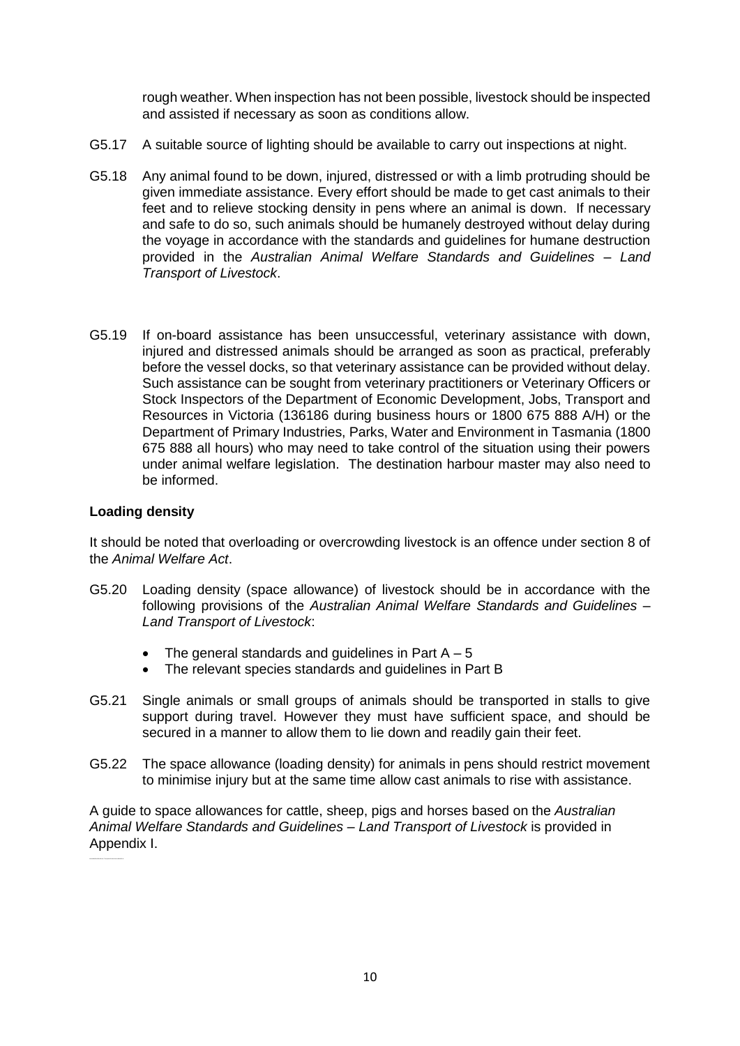rough weather. When inspection has not been possible, livestock should be inspected and assisted if necessary as soon as conditions allow.

G5.17 A suitable source of lighting should be available to carry out inspections at night.

G5.18 Any animal found to be down, injured, distressed or with a limb protruding should be given immediate assistance. Every effort should be made to get cast animals to their feet and to relieve stocking density in pens where an animal is down. If necessary and safe to do so, such animals should be humanely destroyed without delay during the voyage in accordance with the standards and guidelines for humane destruction provided in the *Australian Animal Welfare Standards and Guidelines – Land Transport of Livestock*.

G5.19 If on-board assistance has been unsuccessful, veterinary assistance with down, injured and distressed animals should be arranged as soon as practical, preferably before the vessel docks, so that veterinary assistance can be provided without delay. Such assistance can be sought from veterinary practitioners or Veterinary Officers or Stock Inspectors of the Department of Economic Development, Jobs, Transport and Resources in Victoria (136186 during business hours or 1800 675 888 A/H) or the Department of Primary Industries, Parks, Water and Environment in Tasmania (1800 675 888 all hours) who may need to take control of the situation using their powers under animal welfare legislation. The destination harbour master may also need to be informed.

**Loading density**

It should be noted that overloading or overcrowding livestock is an offence under section 8 of the *Animal Welfare Act*.

G5.20 Loading density (space allowance) of livestock should be in accordance with the following provisions of the *Australian Animal Welfare Standards and Guidelines – Land Transport of Livestock*:

- The general standards and guidelines in Part A – 5
- The relevant species standards and guidelines in Part B

G5.21 Single animals or small groups of animals should be transported in stalls to give support during travel. However they must have sufficient space, and should be secured in a manner to allow them to lie down and readily gain their feet.

G5.22 The space allowance (loading density) for animals in pens should restrict movement to minimise injury but at the same time allow cast animals to rise with assistance.

A guide to space allowances for cattle, sheep, pigs and horses based on the *Australian Animal Welfare Standards and Guidelines – Land Transport of Livestock* is provided in Appendix I.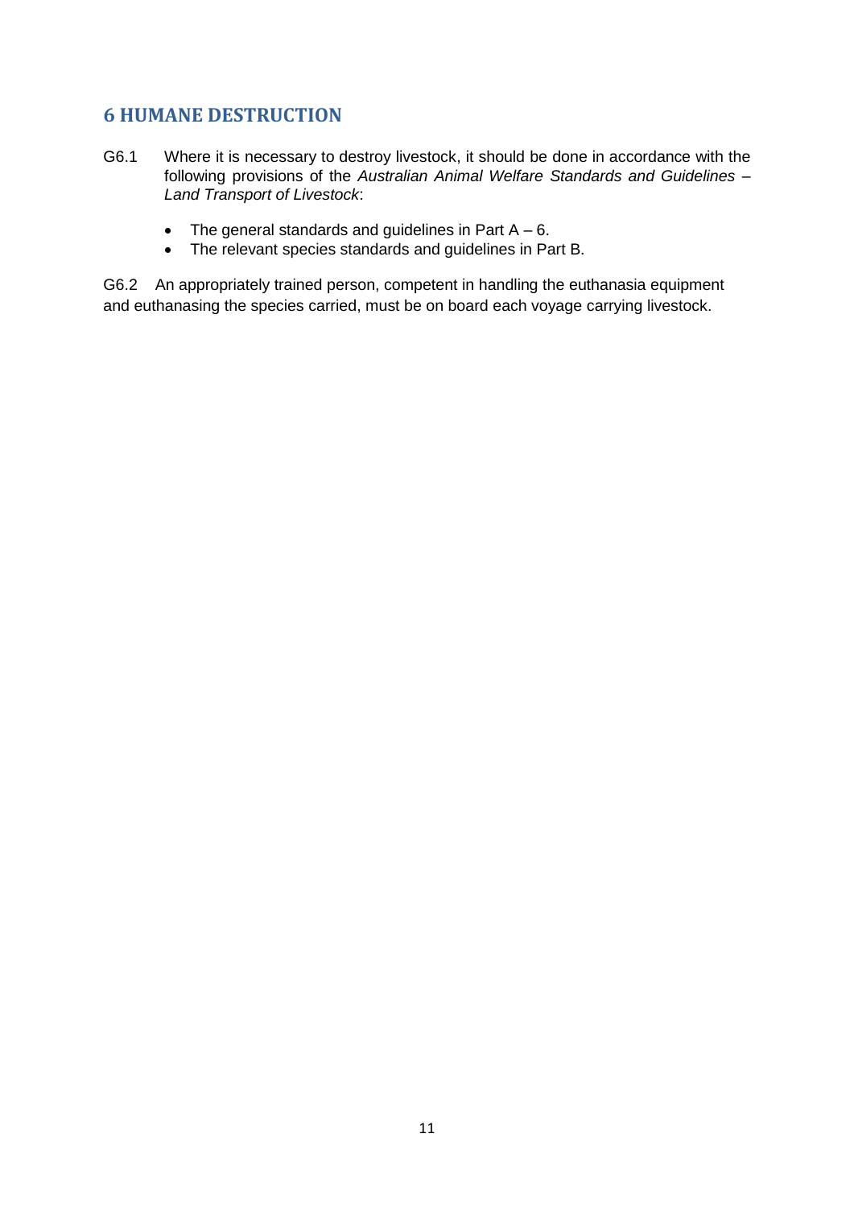## 6 HUMANE DESTRUCTION

G6.1 Where it is necessary to destroy livestock, it should be done in accordance with the following provisions of the *Australian Animal Welfare Standards and Guidelines – Land Transport of Livestock*:

- The general standards and guidelines in Part A – 6.
- The relevant species standards and guidelines in Part B.

G6.2 An appropriately trained person, competent in handling the euthanasia equipment and euthanasing the species carried, must be on board each voyage carrying livestock.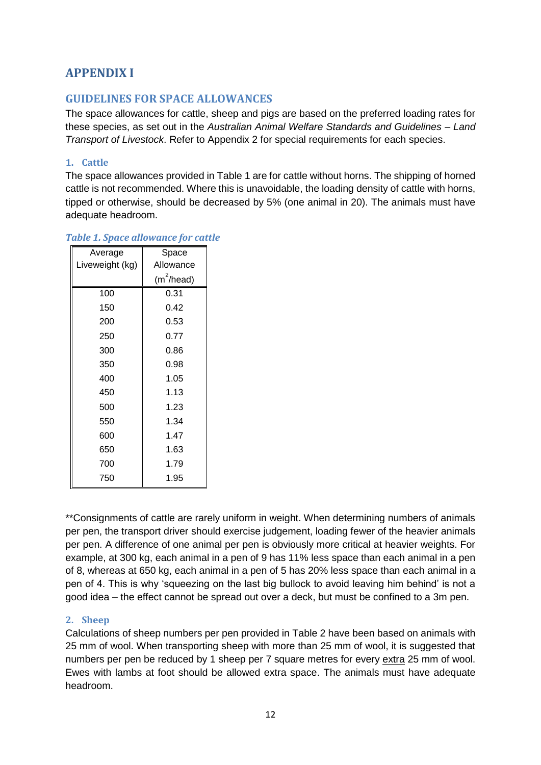# APPENDIX I

## GUIDELINES FOR SPACE ALLOWANCES

The space allowances for cattle, sheep and pigs are based on the preferred loading rates for these species, as set out in the *Australian Animal Welfare Standards and Guidelines – Land Transport of Livestock*. Refer to Appendix 2 for special requirements for each species.

### 1. Cattle

The space allowances provided in Table 1 are for cattle without horns. The shipping of horned cattle is not recommended. Where this is unavoidable, the loading density of cattle with horns, tipped or otherwise, should be decreased by 5% (one animal in 20). The animals must have adequate headroom.

*Table 1. Space allowance for cattle*

| Average Liveweight (kg) | Space Allowance ($m^2$/head) |
|---|---|
| 100 | 0.31 |
| 150 | 0.42 |
| 200 | 0.53 |
| 250 | 0.77 |
| 300 | 0.86 |
| 350 | 0.98 |
| 400 | 1.05 |
| 450 | 1.13 |
| 500 | 1.23 |
| 550 | 1.34 |
| 600 | 1.47 |
| 650 | 1.63 |
| 700 | 1.79 |
| 750 | 1.95 |

**Consignments of cattle are rarely uniform in weight. When determining numbers of animals per pen, the transport driver should exercise judgement, loading fewer of the heavier animals per pen. A difference of one animal per pen is obviously more critical at heavier weights. For example, at 300 kg, each animal in a pen of 9 has 11% less space than each animal in a pen of 8, whereas at 650 kg, each animal in a pen of 5 has 20% less space than each animal in a pen of 4. This is why 'squeezing on the last big bullock to avoid leaving him behind' is not a good idea – the effect cannot be spread out over a deck, but must be confined to a 3m pen.

### 2. Sheep

Calculations of sheep numbers per pen provided in Table 2 have been based on animals with 25 mm of wool. When transporting sheep with more than 25 mm of wool, it is suggested that numbers per pen be reduced by 1 sheep per 7 square metres for every extra 25 mm of wool. Ewes with lambs at foot should be allowed extra space. The animals must have adequate headroom.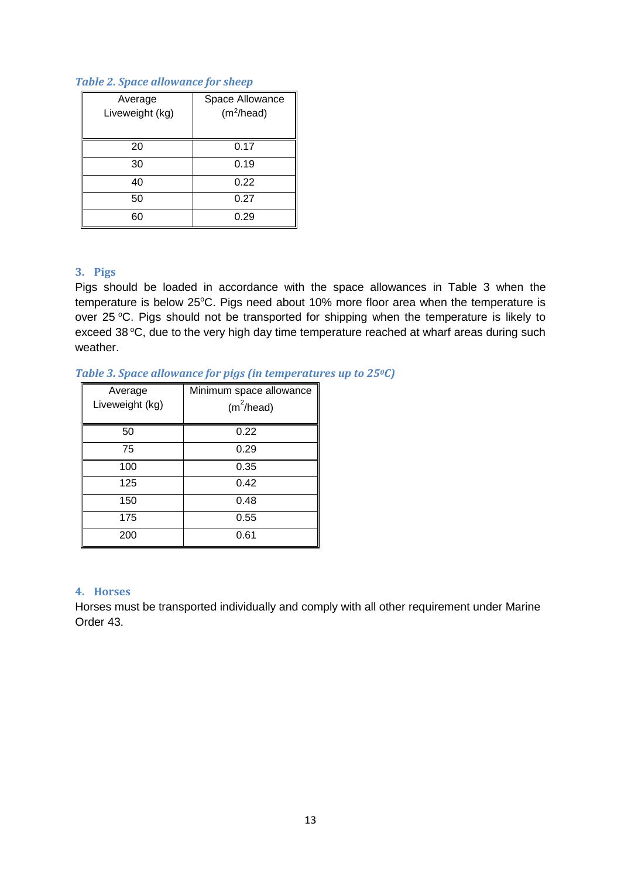*Table 2. Space allowance for sheep*

| Average Liveweight (kg) | Space Allowance ($m^2$/head) |
|---|---|
| 20 | 0.17 |
| 30 | 0.19 |
| 40 | 0.22 |
| 50 | 0.27 |
| 60 | 0.29 |

### 3. Pigs

Pigs should be loaded in accordance with the space allowances in Table 3 when the temperature is below 25°C. Pigs need about 10% more floor area when the temperature is over 25 °C. Pigs should not be transported for shipping when the temperature is likely to exceed 38 °C, due to the very high day time temperature reached at wharf areas during such weather.

*Table 3. Space allowance for pigs (in temperatures up to 25°C)*

| Average Liveweight (kg) | Minimum space allowance ($m^2$/head) |
|---|---|
| 50 | 0.22 |
| 75 | 0.29 |
| 100 | 0.35 |
| 125 | 0.42 |
| 150 | 0.48 |
| 175 | 0.55 |
| 200 | 0.61 |

### 4. Horses

Horses must be transported individually and comply with all other requirement under Marine Order 43.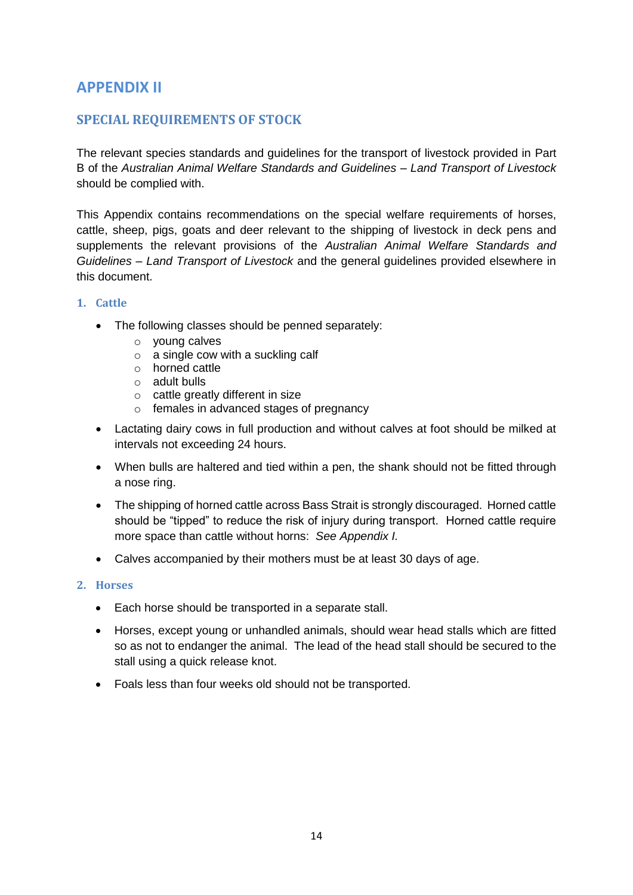# APPENDIX II

## SPECIAL REQUIREMENTS OF STOCK

The relevant species standards and guidelines for the transport of livestock provided in Part B of the *Australian Animal Welfare Standards and Guidelines – Land Transport of Livestock* should be complied with.

This Appendix contains recommendations on the special welfare requirements of horses, cattle, sheep, pigs, goats and deer relevant to the shipping of livestock in deck pens and supplements the relevant provisions of the *Australian Animal Welfare Standards and Guidelines – Land Transport of Livestock* and the general guidelines provided elsewhere in this document.

### 1. Cattle

- The following classes should be penned separately:
  - young calves
  - a single cow with a suckling calf
  - horned cattle
  - adult bulls
  - cattle greatly different in size
  - females in advanced stages of pregnancy
- Lactating dairy cows in full production and without calves at foot should be milked at intervals not exceeding 24 hours.
- When bulls are haltered and tied within a pen, the shank should not be fitted through a nose ring.
- The shipping of horned cattle across Bass Strait is strongly discouraged. Horned cattle should be "tipped" to reduce the risk of injury during transport. Horned cattle require more space than cattle without horns: *See Appendix I.*
- Calves accompanied by their mothers must be at least 30 days of age.

### 2. Horses

- Each horse should be transported in a separate stall.
- Horses, except young or unhandled animals, should wear head stalls which are fitted so as not to endanger the animal. The lead of the head stall should be secured to the stall using a quick release knot.
- Foals less than four weeks old should not be transported.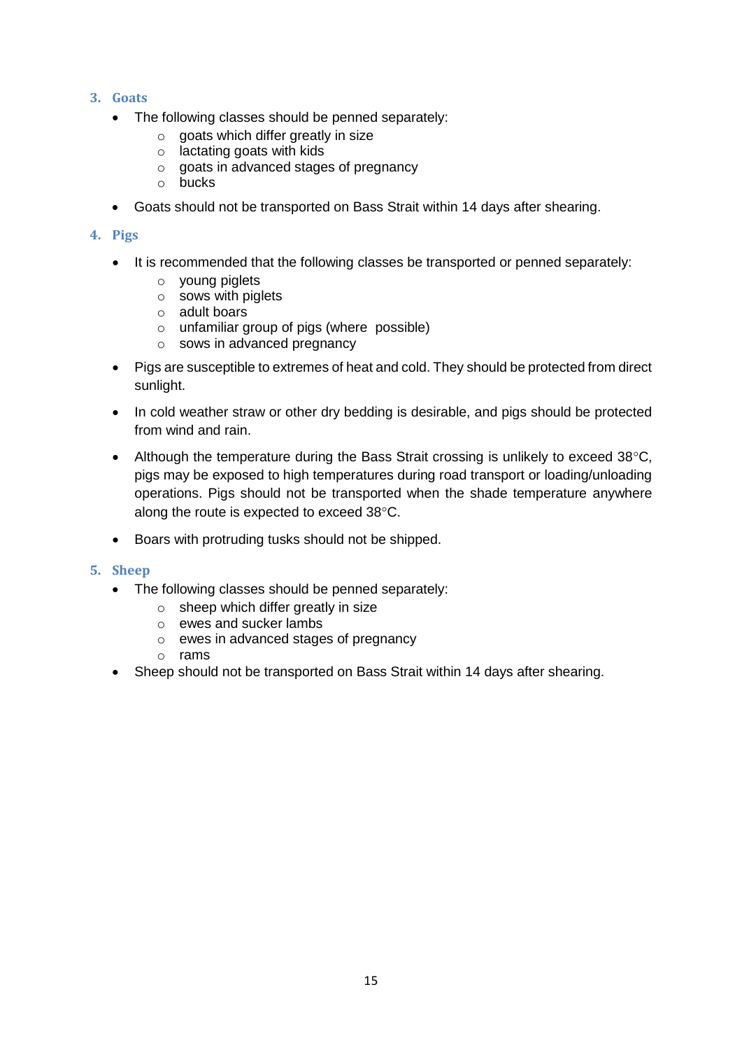### 3. Goats

- The following classes should be penned separately:
  - goats which differ greatly in size
  - lactating goats with kids
  - goats in advanced stages of pregnancy
  - bucks
- Goats should not be transported on Bass Strait within 14 days after shearing.

### 4. Pigs

- It is recommended that the following classes be transported or penned separately:
  - young piglets
  - sows with piglets
  - adult boars
  - unfamiliar group of pigs (where possible)
  - sows in advanced pregnancy
- Pigs are susceptible to extremes of heat and cold. They should be protected from direct sunlight.
- In cold weather straw or other dry bedding is desirable, and pigs should be protected from wind and rain.
- Although the temperature during the Bass Strait crossing is unlikely to exceed 38°C, pigs may be exposed to high temperatures during road transport or loading/unloading operations. Pigs should not be transported when the shade temperature anywhere along the route is expected to exceed 38°C.
- Boars with protruding tusks should not be shipped.

### 5. Sheep

- The following classes should be penned separately:
  - sheep which differ greatly in size
  - ewes and sucker lambs
  - ewes in advanced stages of pregnancy
  - rams
- Sheep should not be transported on Bass Strait within 14 days after shearing.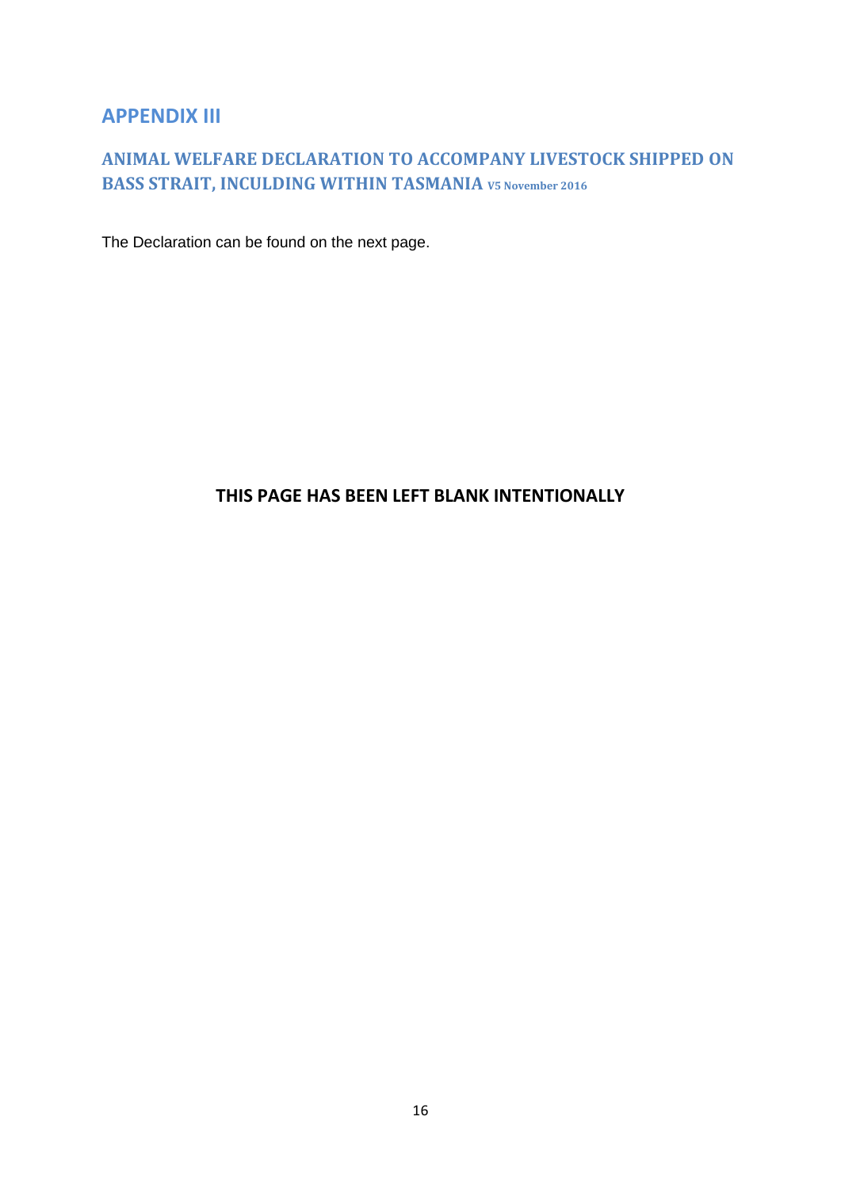# APPENDIX III

## ANIMAL WELFARE DECLARATION TO ACCOMPANY LIVESTOCK SHIPPED ON BASS STRAIT, INCULDING WITHIN TASMANIA V5 November 2016

The Declaration can be found on the next page.

**THIS PAGE HAS BEEN LEFT BLANK INTENTIONALLY**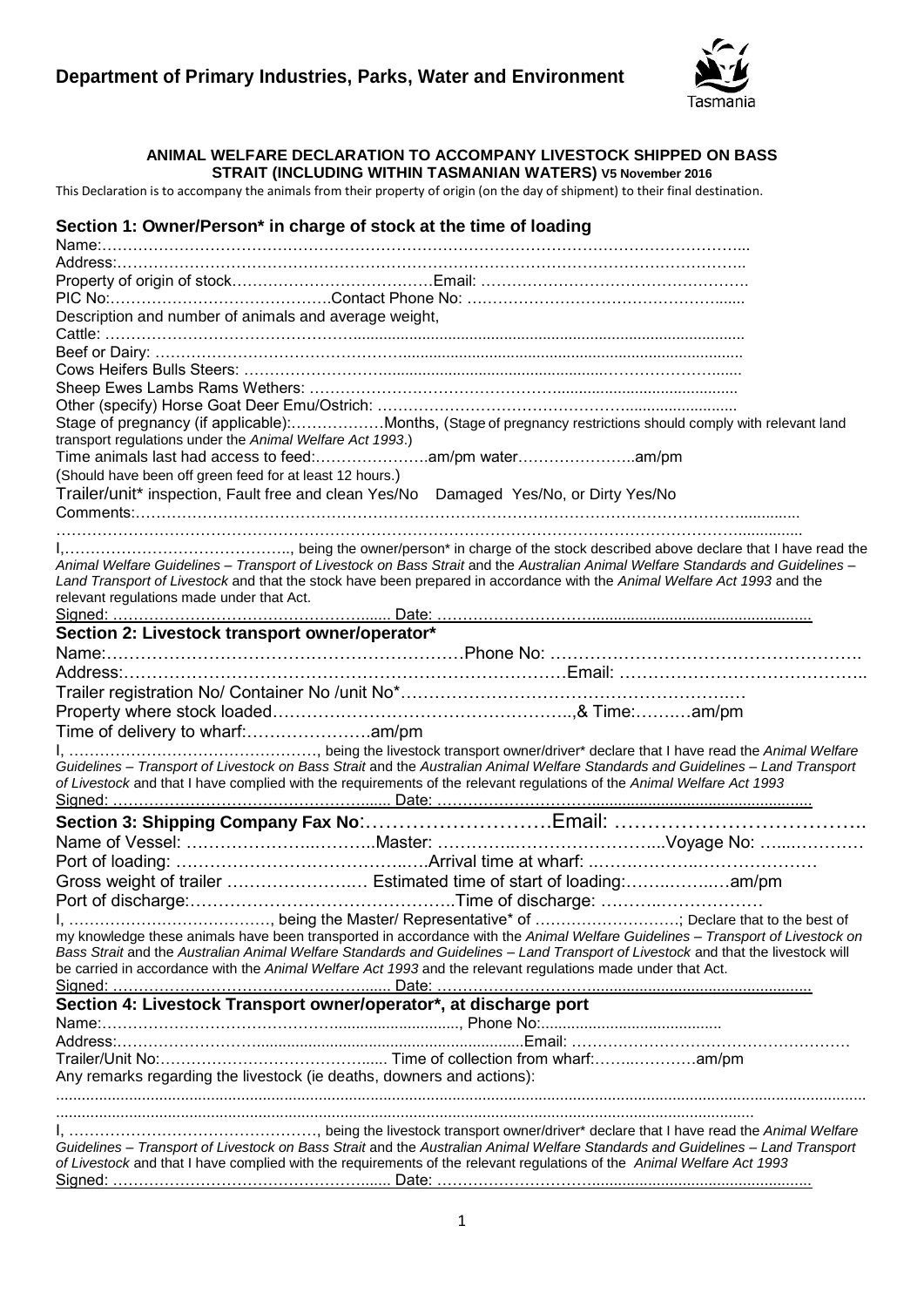**Department of Primary Industries, Parks, Water and Environment**

Tasmania

**ANIMAL WELFARE DECLARATION TO ACCOMPANY LIVESTOCK SHIPPED ON BASS STRAIT (INCLUDING WITHIN TASMANIAN WATERS) V5 November 2016**

This Declaration is to accompany the animals from their property of origin (on the day of shipment) to their final destination.

## Section 1: Owner/Person* in charge of stock at the time of loading

Name:……………………………………………………………………………………………………………...

Address:……………………………………………………………………………………………………………..

Property of origin of stock……………………………….Email: ……………………………………………

PIC No:…………………………………….Contact Phone No: ……………………………………………......

Description and number of animals and average weight,

Cattle: ……………………………………………………………………………………………………………

Beef or Dairy: ……………………………………………………………………………………………………

Cows Heifers Bulls Steers: ………………………………………………………………………………………

Sheep Ewes Lambs Rams Wethers: ……………………………………………………………………………

Other (specify) Horse Goat Deer Emu/Ostrich: …………………………………………………………………

Stage of pregnancy (if applicable):………………Months, (Stage of pregnancy restrictions should comply with relevant land transport regulations under the *Animal Welfare Act 1993*.)

Time animals last had access to feed:………………….am/pm water…………………..am/pm

(Should have been off green feed for at least 12 hours.)

Trailer/unit* inspection, Fault free and clean Yes/No Damaged Yes/No, or Dirty Yes/No

Comments:……………………………………………………………………………………………………………

……………………………………………………………………………………………………………………………

I,…………………………………….., being the owner/person* in charge of the stock described above declare that I have read the *Animal Welfare Guidelines – Transport of Livestock on Bass Strait* and the *Australian Animal Welfare Standards and Guidelines – Land Transport of Livestock* and that the stock have been prepared in accordance with the *Animal Welfare Act 1993* and the relevant regulations made under that Act.

Signed: ……………………………………………...... Date: ……………………………………………………

## Section 2: Livestock transport owner/operator*

Name:……………………………………………………Phone No: ……………………………………………….

Address:……………………………………………………………………Email: ……………………………………..

Trailer registration No/ Container No /unit No*……………………………………………………

Property where stock loaded……………………………………………..,& Time:……..…am/pm

Time of delivery to wharf:………………….am/pm

I, …………………………………………, being the livestock transport owner/driver* declare that I have read the *Animal Welfare Guidelines – Transport of Livestock on Bass Strait* and the *Australian Animal Welfare Standards and Guidelines – Land Transport of Livestock* and that I have complied with the requirements of the relevant regulations of the *Animal Welfare Act 1993*

Signed: ……………………………………………...... Date: ……………………………………………………

## Section 3: Shipping Company Fax No:………………………Email: ………………………………..

Name of Vessel: ………………..………..Master: ………..………………….....Voyage No: ….....…………

Port of loading: ……………………………..……Arrival time at wharf: ……………………………………

Gross weight of trailer ……………………… Estimated time of start of loading:………..……am/pm

Port of discharge:……………………………………….Time of discharge: ………..………………

I, …………………………………, being the Master/ Representative* of ………………………; Declare that to the best of my knowledge these animals have been transported in accordance with the *Animal Welfare Guidelines – Transport of Livestock on Bass Strait* and the *Australian Animal Welfare Standards and Guidelines – Land Transport of Livestock* and that the livestock will be carried in accordance with the *Animal Welfare Act 1993* and the relevant regulations made under that Act.

Signed: ……………………………………………...... Date: ……………………………………………………

## Section 4: Livestock Transport owner/operator*, at discharge port

Name:………………………………………………………, Phone No:..........................................

Address:…………………………………………………………….Email: ……………………………………………

Trailer/Unit No:…………………………………...... Time of collection from wharf:……..…………am/pm

Any remarks regarding the livestock (ie deaths, downers and actions):

……………………………………………………………………………………………………………………………

……………………………………………………………………………………………………………………………

I, …………………………………………, being the livestock transport owner/driver* declare that I have read the *Animal Welfare Guidelines – Transport of Livestock on Bass Strait* and the *Australian Animal Welfare Standards and Guidelines – Land Transport of Livestock* and that I have complied with the requirements of the relevant regulations of the *Animal Welfare Act 1993*

Signed: ……………………………………………...... Date: ……………………………………………………